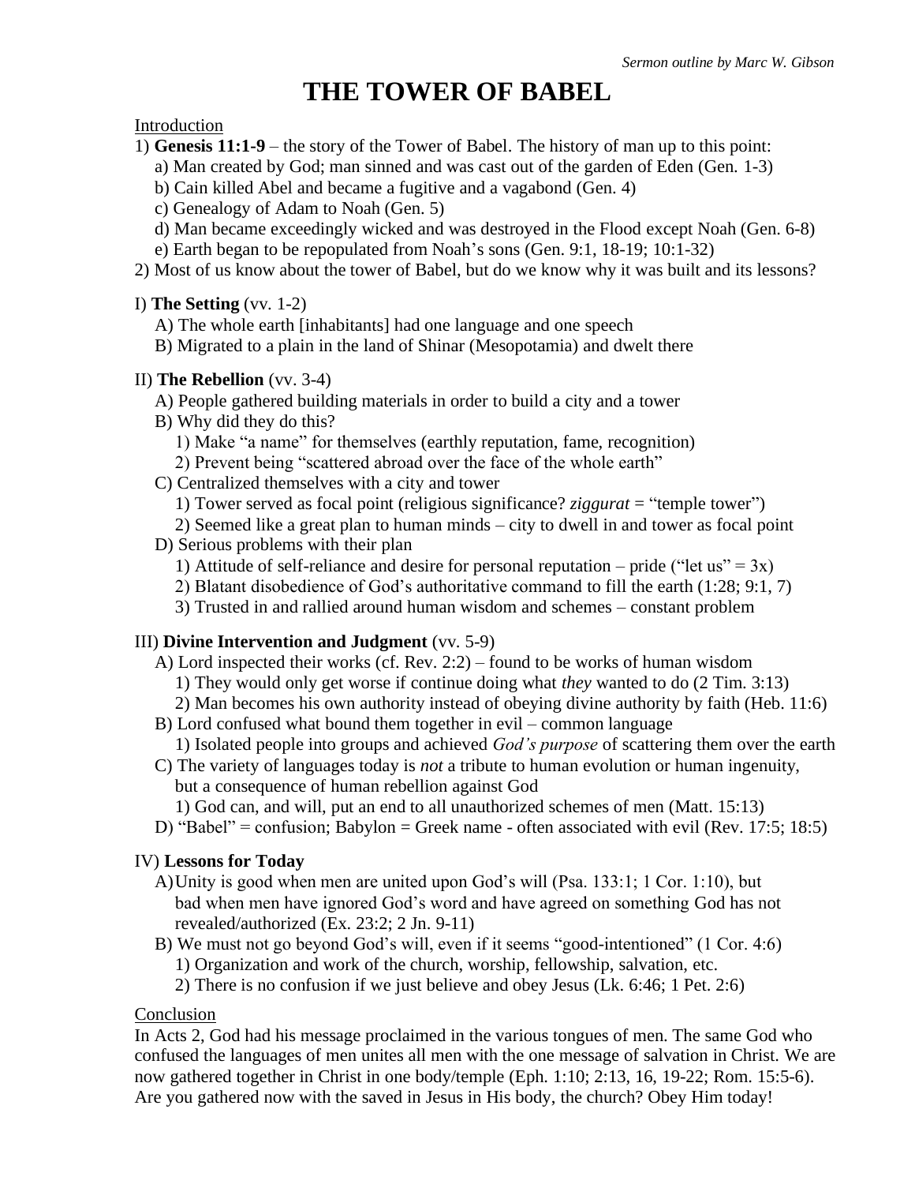*Sermon outline by Marc W. Gibson*

# THE TOWER OF BABEL

Introduction

1) **Genesis 11:1-9** – the story of the Tower of Babel. The history of man up to this point:
   - a) Man created by God; man sinned and was cast out of the garden of Eden (Gen. 1-3)
   - b) Cain killed Abel and became a fugitive and a vagabond (Gen. 4)
   - c) Genealogy of Adam to Noah (Gen. 5)
   - d) Man became exceedingly wicked and was destroyed in the Flood except Noah (Gen. 6-8)
   - e) Earth began to be repopulated from Noah's sons (Gen. 9:1, 18-19; 10:1-32)

2) Most of us know about the tower of Babel, but do we know why it was built and its lessons?

I) **The Setting** (vv. 1-2)
   - A) The whole earth [inhabitants] had one language and one speech
   - B) Migrated to a plain in the land of Shinar (Mesopotamia) and dwelt there

II) **The Rebellion** (vv. 3-4)
   - A) People gathered building materials in order to build a city and a tower
   - B) Why did they do this?
     - 1) Make "a name" for themselves (earthly reputation, fame, recognition)
     - 2) Prevent being "scattered abroad over the face of the whole earth"
   - C) Centralized themselves with a city and tower
     - 1) Tower served as focal point (religious significance? *ziggurat* = "temple tower")
     - 2) Seemed like a great plan to human minds – city to dwell in and tower as focal point
   - D) Serious problems with their plan
     - 1) Attitude of self-reliance and desire for personal reputation – pride ("let us" = 3x)
     - 2) Blatant disobedience of God's authoritative command to fill the earth (1:28; 9:1, 7)
     - 3) Trusted in and rallied around human wisdom and schemes – constant problem

III) **Divine Intervention and Judgment** (vv. 5-9)
   - A) Lord inspected their works (cf. Rev. 2:2) – found to be works of human wisdom
     - 1) They would only get worse if continue doing what *they* wanted to do (2 Tim. 3:13)
     - 2) Man becomes his own authority instead of obeying divine authority by faith (Heb. 11:6)
   - B) Lord confused what bound them together in evil – common language
     - 1) Isolated people into groups and achieved *God's purpose* of scattering them over the earth
   - C) The variety of languages today is *not* a tribute to human evolution or human ingenuity, but a consequence of human rebellion against God
     - 1) God can, and will, put an end to all unauthorized schemes of men (Matt. 15:13)
   - D) "Babel" = confusion; Babylon = Greek name - often associated with evil (Rev. 17:5; 18:5)

IV) **Lessons for Today**
   - A) Unity is good when men are united upon God's will (Psa. 133:1; 1 Cor. 1:10), but bad when men have ignored God's word and have agreed on something God has not revealed/authorized (Ex. 23:2; 2 Jn. 9-11)
   - B) We must not go beyond God's will, even if it seems "good-intentioned" (1 Cor. 4:6)
     - 1) Organization and work of the church, worship, fellowship, salvation, etc.
     - 2) There is no confusion if we just believe and obey Jesus (Lk. 6:46; 1 Pet. 2:6)

Conclusion

In Acts 2, God had his message proclaimed in the various tongues of men. The same God who confused the languages of men unites all men with the one message of salvation in Christ. We are now gathered together in Christ in one body/temple (Eph. 1:10; 2:13, 16, 19-22; Rom. 15:5-6). Are you gathered now with the saved in Jesus in His body, the church? Obey Him today!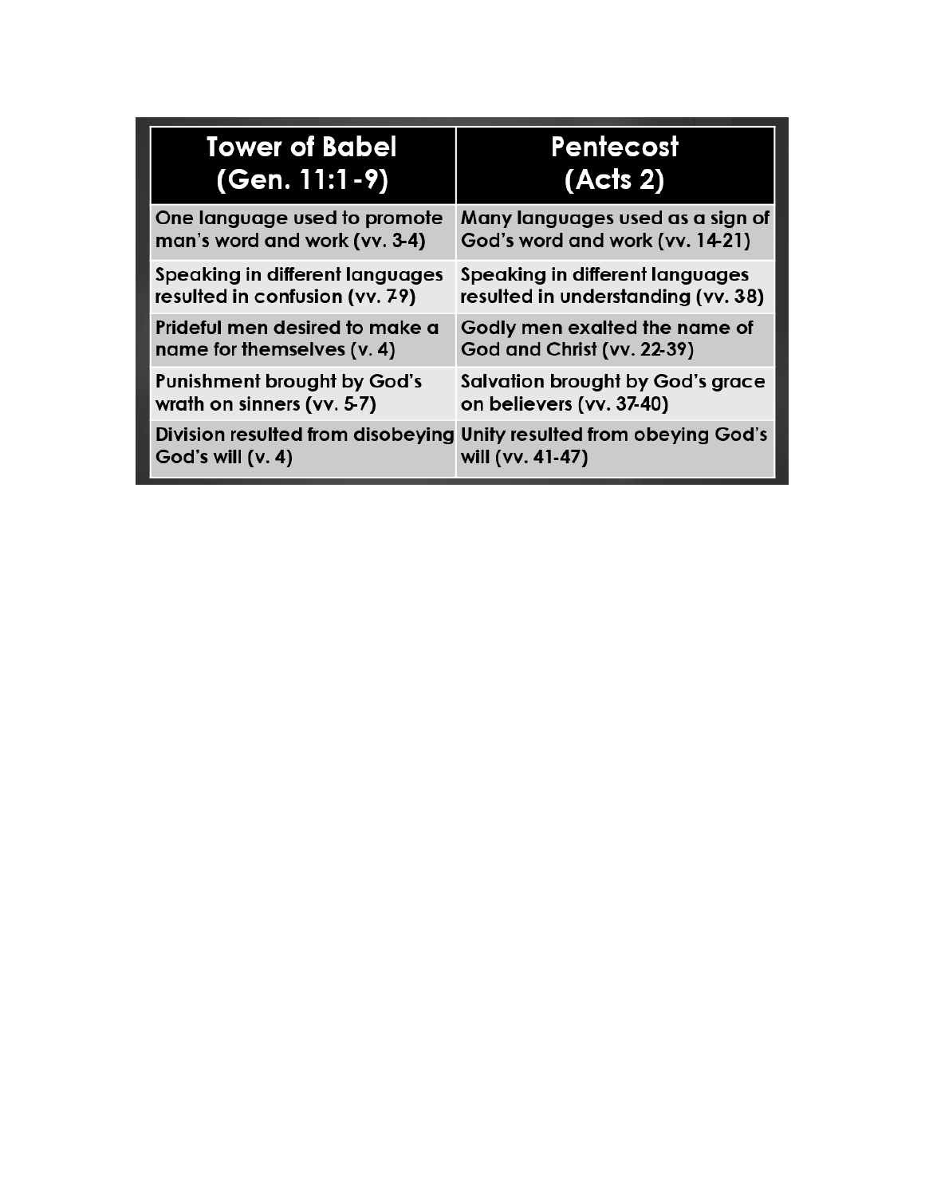| Tower of Babel (Gen. 11:1-9) | Pentecost (Acts 2) |
| --- | --- |
| One language used to promote man's word and work (vv. 3-4) | Many languages used as a sign of God's word and work (vv. 14-21) |
| Speaking in different languages resulted in confusion (vv. 7-9) | Speaking in different languages resulted in understanding (vv. 3-8) |
| Prideful men desired to make a name for themselves (v. 4) | Godly men exalted the name of God and Christ (vv. 22-39) |
| Punishment brought by God's wrath on sinners (vv. 5-7) | Salvation brought by God's grace on believers (vv. 37-40) |
| Division resulted from disobeying God's will (v. 4) | Unity resulted from obeying God's will (vv. 41-47) |